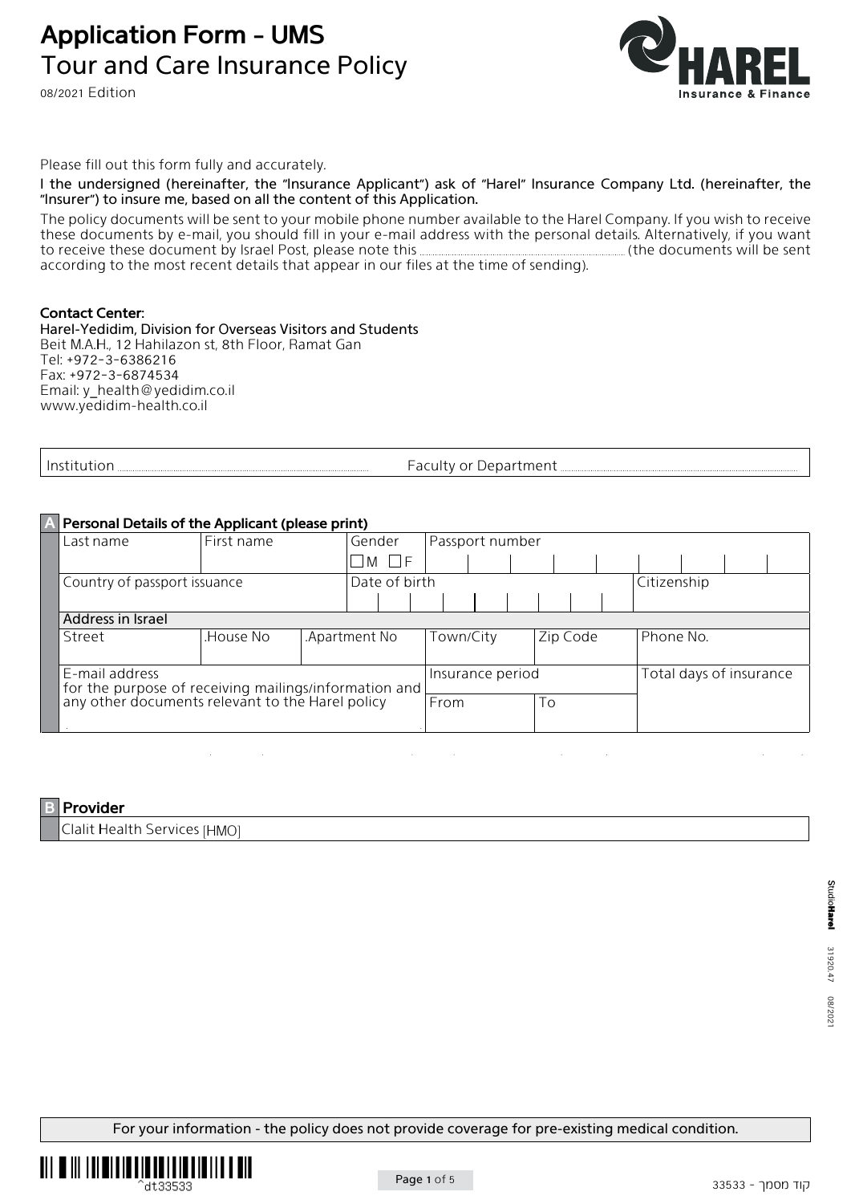# Application Form - UMS

## Tour and Care Insurance Policy

08/2021 Edition

Please fill out this form fully and accurately.

**I the undersigned (hereinafter, the "Insurance Applicant") ask of "Harel" Insurance Company Ltd. (hereinafter, the "Insurer") to insure me, based on all the content of this Application.**

The policy documents will be sent to your mobile phone number available to the Harel Company. If you wish to receive these documents by e-mail, you should fill in your e-mail address with the personal details. Alternatively, if you want to receive these document by Israel Post, please note this .................................... (the documents will be sent according to the most recent details that appear in our files at the time of sending).

**Contact Center:**
**Harel-Yedidim, Division for Overseas Visitors and Students**
Beit M.A.H., 12 Hahilazon st, 8th Floor, Ramat Gan
Tel: +972-3-6386216
Fax: +972-3-6874534
Email: y_health@yedidim.co.il
www.yedidim-health.co.il

| Institution .................................... | Faculty or Department .................................... |
|---|---|

### A Personal Details of the Applicant (please print)

| Last name | First name | | Gender ☐M ☐F | Passport number | | |
|---|---|---|---|---|---|---|
| Country of passport issuance | | | Date of birth | | | Citizenship |
| **Address in Israel** | | | | | | |
| Street | .House No | .Apartment No | | Town/City | Zip Code | Phone No. |
| E-mail address for the purpose of receiving mailings/information and any other documents relevant to the Harel policy | | | | Insurance period From | To | Total days of insurance |

### B Provider

| Clalit Health Services [HMO] |
|---|

For your information - the policy does not provide coverage for pre-existing medical condition.

קוד מסמך - 33533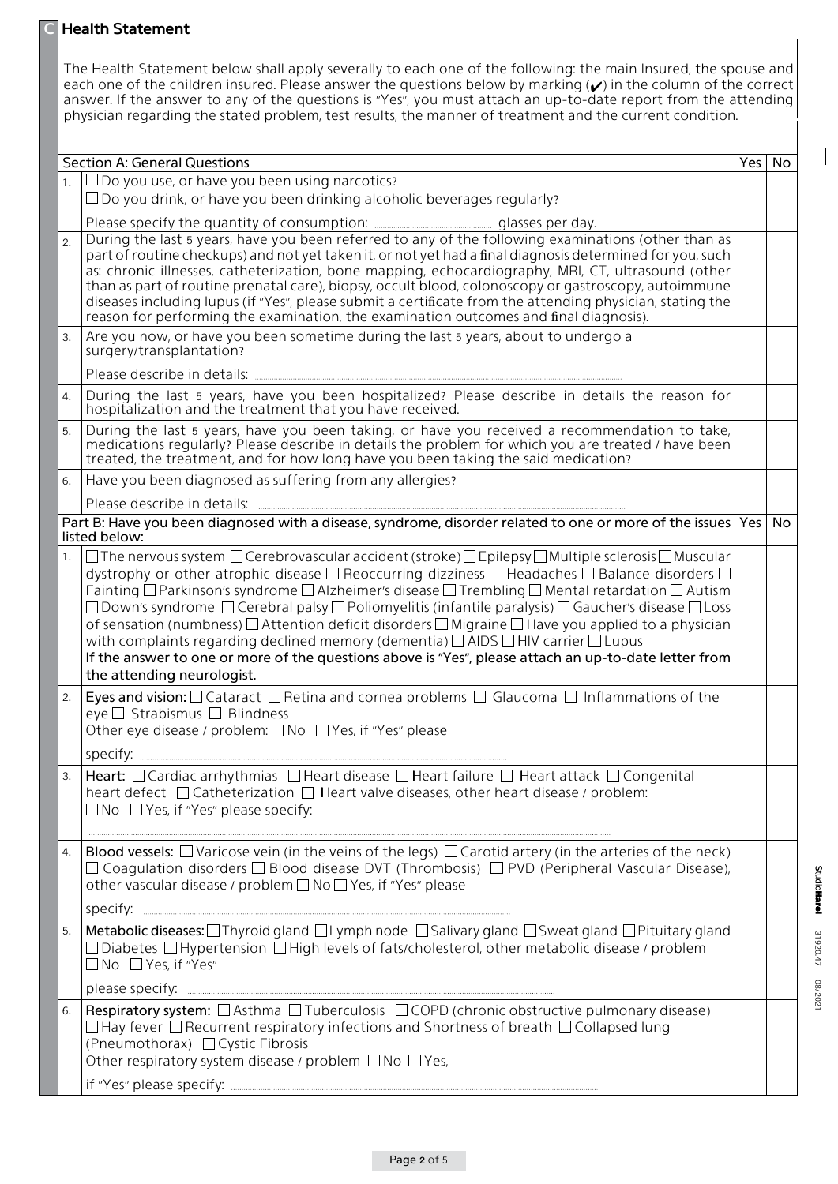## C Health Statement

The Health Statement below shall apply severally to each one of the following: the main Insured, the spouse and each one of the children insured. Please answer the questions below by marking (✔) in the column of the correct answer. If the answer to any of the questions is "Yes", you must attach an up-to-date report from the attending physician regarding the stated problem, test results, the manner of treatment and the current condition.

| | Section A: General Questions | Yes | No |
|---|---|---|---|
| 1. | ☐ Do you use, or have you been using narcotics?<br>☐ Do you drink, or have you been drinking alcoholic beverages regularly?<br>Please specify the quantity of consumption: .................. glasses per day. | | |
| 2. | During the last 5 years, have you been referred to any of the following examinations (other than as part of routine checkups) and not yet taken it, or not yet had a final diagnosis determined for you, such as: chronic illnesses, catheterization, bone mapping, echocardiography, MRI, CT, ultrasound (other than as part of routine prenatal care), biopsy, occult blood, colonoscopy or gastroscopy, autoimmune diseases including lupus (if "Yes", please submit a certificate from the attending physician, stating the reason for performing the examination, the examination outcomes and final diagnosis). | | |
| 3. | Are you now, or have you been sometime during the last 5 years, about to undergo a surgery/transplantation?<br>Please describe in details: .................. | | |
| 4. | During the last 5 years, have you been hospitalized? Please describe in details the reason for hospitalization and the treatment that you have received. | | |
| 5. | During the last 5 years, have you been taking, or have you received a recommendation to take, medications regularly? Please describe in details the problem for which you are treated / have been treated, the treatment, and for how long have you been taking the said medication? | | |
| 6. | Have you been diagnosed as suffering from any allergies?<br>Please describe in details: .................. | | |

| | Part B: Have you been diagnosed with a disease, syndrome, disorder related to one or more of the issues listed below: | Yes | No |
|---|---|---|---|
| 1. | ☐ The nervous system ☐ Cerebrovascular accident (stroke) ☐ Epilepsy ☐ Multiple sclerosis ☐ Muscular dystrophy or other atrophic disease ☐ Reoccurring dizziness ☐ Headaches ☐ Balance disorders ☐ Fainting ☐ Parkinson's syndrome ☐ Alzheimer's disease ☐ Trembling ☐ Mental retardation ☐ Autism ☐ Down's syndrome ☐ Cerebral palsy ☐ Poliomyelitis (infantile paralysis) ☐ Gaucher's disease ☐ Loss of sensation (numbness) ☐ Attention deficit disorders ☐ Migraine ☐ Have you applied to a physician with complaints regarding declined memory (dementia) ☐ AIDS ☐ HIV carrier ☐ Lupus<br>**If the answer to one or more of the questions above is "Yes", please attach an up-to-date letter from the attending neurologist.** | | |
| 2. | **Eyes and vision:** ☐ Cataract ☐ Retina and cornea problems ☐ Glaucoma ☐ Inflammations of the eye ☐ Strabismus ☐ Blindness<br>Other eye disease / problem: ☐ No ☐ Yes, if "Yes" please<br>specify: .................. | | |
| 3. | **Heart:** ☐ Cardiac arrhythmias ☐ Heart disease ☐ Heart failure ☐ Heart attack ☐ Congenital heart defect ☐ Catheterization ☐ Heart valve diseases, other heart disease / problem:<br>☐ No ☐ Yes, if "Yes" please specify:<br>.................. | | |
| 4. | **Blood vessels:** ☐ Varicose vein (in the veins of the legs) ☐ Carotid artery (in the arteries of the neck) ☐ Coagulation disorders ☐ Blood disease DVT (Thrombosis) ☐ PVD (Peripheral Vascular Disease), other vascular disease / problem ☐ No ☐ Yes, if "Yes" please<br>specify: .................. | | |
| 5. | **Metabolic diseases:** ☐ Thyroid gland ☐ Lymph node ☐ Salivary gland ☐ Sweat gland ☐ Pituitary gland ☐ Diabetes ☐ Hypertension ☐ High levels of fats/cholesterol, other metabolic disease / problem ☐ No ☐ Yes, if "Yes"<br>please specify: .................. | | |
| 6. | **Respiratory system:** ☐ Asthma ☐ Tuberculosis ☐ COPD (chronic obstructive pulmonary disease) ☐ Hay fever ☐ Recurrent respiratory infections and Shortness of breath ☐ Collapsed lung (Pneumothorax) ☐ Cystic Fibrosis<br>Other respiratory system disease / problem ☐ No ☐ Yes,<br>if "Yes" please specify: .................. | | |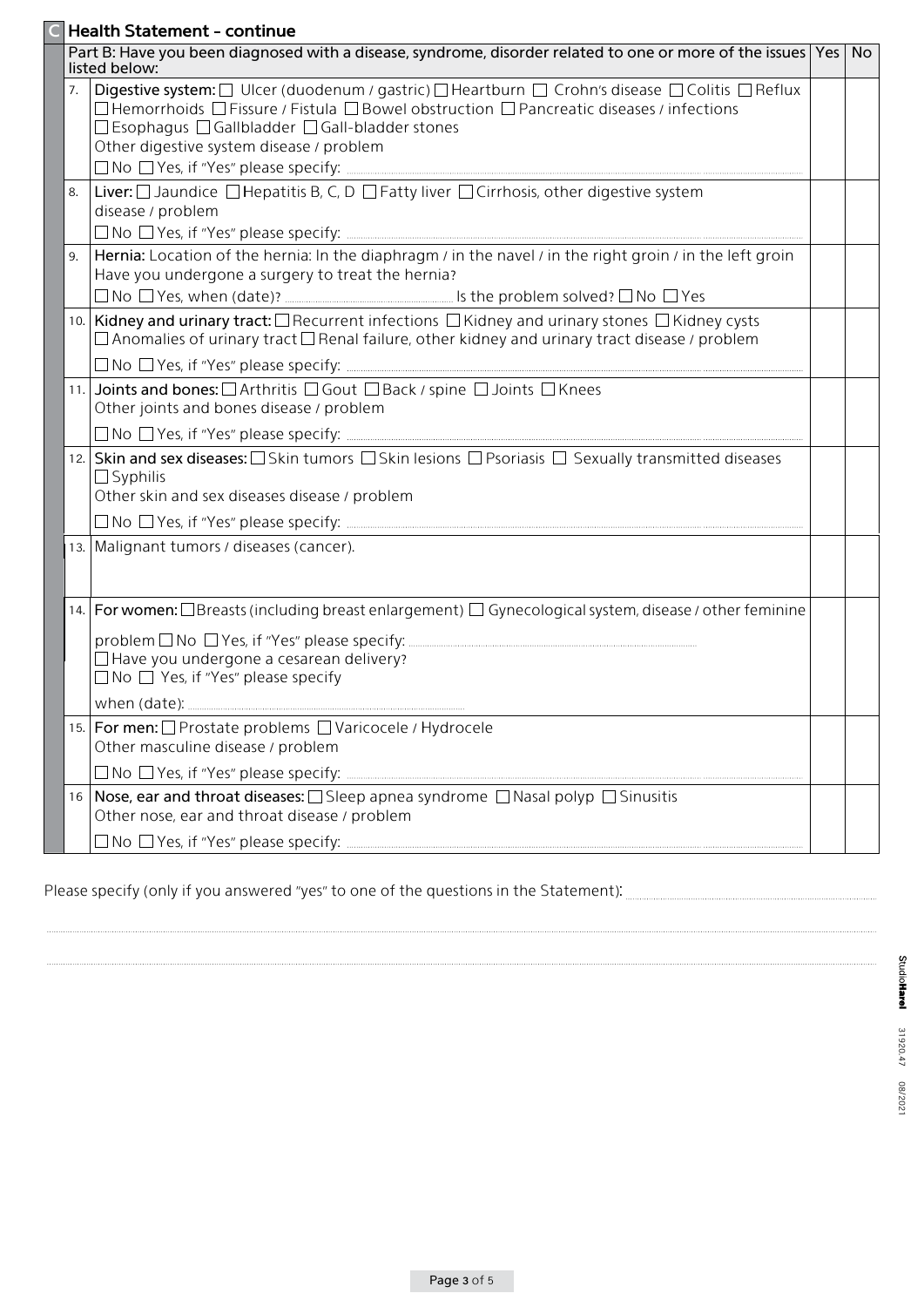## C Health Statement - continue

| | Part B: Have you been diagnosed with a disease, syndrome, disorder related to one or more of the issues listed below: | Yes | No |
|---|---|---|---|
| 7. | **Digestive system:** ☐ Ulcer (duodenum / gastric) ☐ Heartburn ☐ Crohn's disease ☐ Colitis ☐ Reflux ☐ Hemorrhoids ☐ Fissure / Fistula ☐ Bowel obstruction ☐ Pancreatic diseases / infections ☐ Esophagus ☐ Gallbladder ☐ Gall-bladder stones<br>Other digestive system disease / problem<br>☐ No ☐ Yes, if "Yes" please specify: | | |
| 8. | **Liver:** ☐ Jaundice ☐ Hepatitis B, C, D ☐ Fatty liver ☐ Cirrhosis, other digestive system disease / problem<br>☐ No ☐ Yes, if "Yes" please specify: | | |
| 9. | **Hernia:** Location of the hernia: In the diaphragm / in the navel / in the right groin / in the left groin<br>Have you undergone a surgery to treat the hernia?<br>☐ No ☐ Yes, when (date)? Is the problem solved? ☐ No ☐ Yes | | |
| 10. | **Kidney and urinary tract:** ☐ Recurrent infections ☐ Kidney and urinary stones ☐ Kidney cysts ☐ Anomalies of urinary tract ☐ Renal failure, other kidney and urinary tract disease / problem<br>☐ No ☐ Yes, if "Yes" please specify: | | |
| 11. | **Joints and bones:** ☐ Arthritis ☐ Gout ☐ Back / spine ☐ Joints ☐ Knees<br>Other joints and bones disease / problem<br>☐ No ☐ Yes, if "Yes" please specify: | | |
| 12. | **Skin and sex diseases:** ☐ Skin tumors ☐ Skin lesions ☐ Psoriasis ☐ Sexually transmitted diseases ☐ Syphilis<br>Other skin and sex diseases disease / problem<br>☐ No ☐ Yes, if "Yes" please specify: | | |
| 13. | Malignant tumors / diseases (cancer). | | |
| 14. | **For women:** ☐ Breasts (including breast enlargement) ☐ Gynecological system, disease / other feminine problem ☐ No ☐ Yes, if "Yes" please specify:<br>☐ Have you undergone a cesarean delivery?<br>☐ No ☐ Yes, if "Yes" please specify<br>when (date): | | |
| 15. | **For men:** ☐ Prostate problems ☐ Varicocele / Hydrocele<br>Other masculine disease / problem<br>☐ No ☐ Yes, if "Yes" please specify: | | |
| 16 | **Nose, ear and throat diseases:** ☐ Sleep apnea syndrome ☐ Nasal polyp ☐ Sinusitis<br>Other nose, ear and throat disease / problem<br>☐ No ☐ Yes, if "Yes" please specify: | | |

Please specify (only if you answered "yes" to one of the questions in the Statement):

StudioHarel 31920.47 08/2021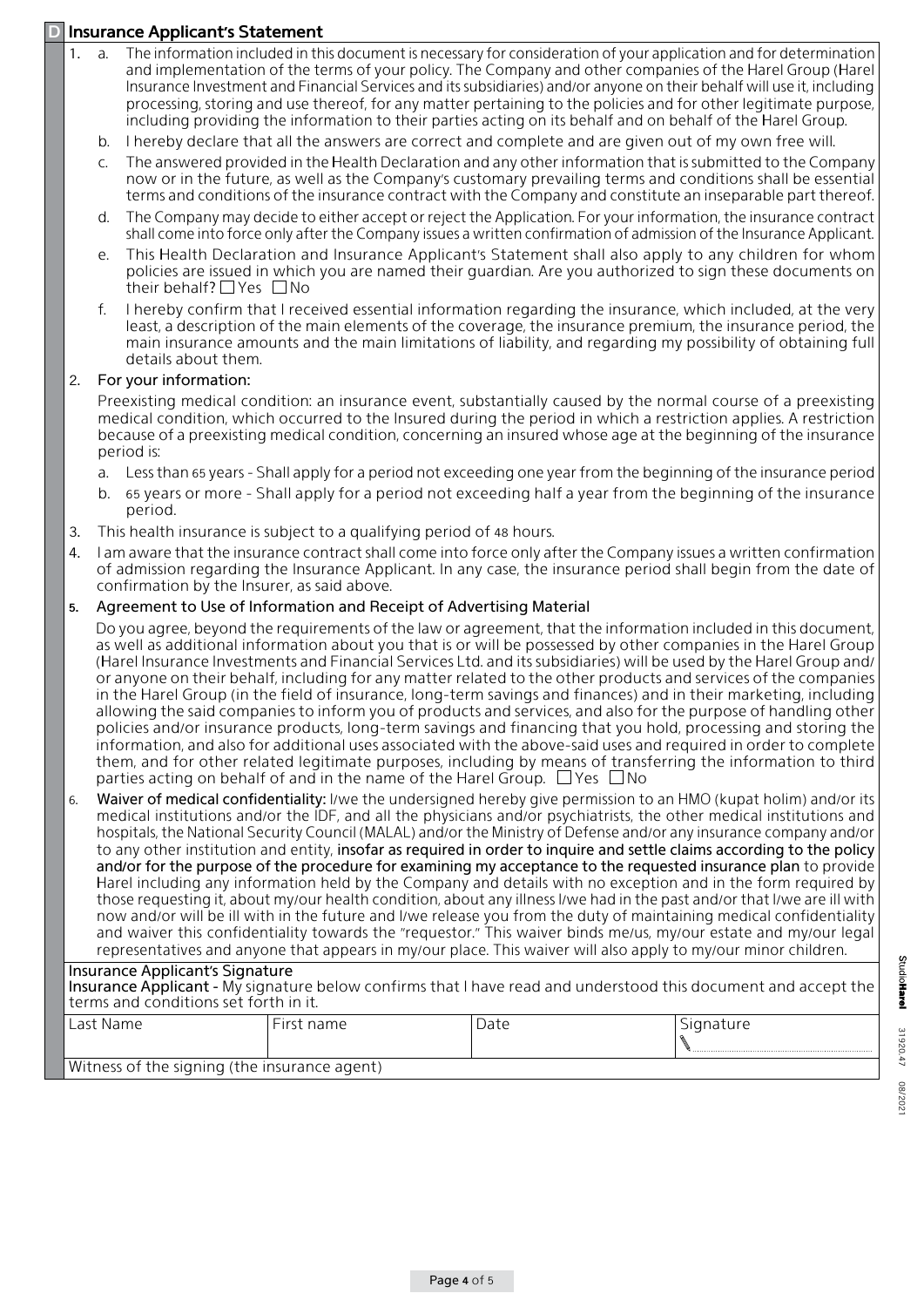## D Insurance Applicant's Statement

1. a. The information included in this document is necessary for consideration of your application and for determination and implementation of the terms of your policy. The Company and other companies of the Harel Group (Harel Insurance Investment and Financial Services and its subsidiaries) and/or anyone on their behalf will use it, including processing, storing and use thereof, for any matter pertaining to the policies and for other legitimate purpose, including providing the information to their parties acting on its behalf and on behalf of the Harel Group.

   b. I hereby declare that all the answers are correct and complete and are given out of my own free will.

   c. The answered provided in the Health Declaration and any other information that is submitted to the Company now or in the future, as well as the Company's customary prevailing terms and conditions shall be essential terms and conditions of the insurance contract with the Company and constitute an inseparable part thereof.

   d. The Company may decide to either accept or reject the Application. For your information, the insurance contract shall come into force only after the Company issues a written confirmation of admission of the Insurance Applicant.

   e. This Health Declaration and Insurance Applicant's Statement shall also apply to any children for whom policies are issued in which you are named their guardian. Are you authorized to sign these documents on their behalf? ☐ Yes ☐ No

   f. I hereby confirm that I received essential information regarding the insurance, which included, at the very least, a description of the main elements of the coverage, the insurance premium, the insurance period, the main insurance amounts and the main limitations of liability, and regarding my possibility of obtaining full details about them.

2. For your information:

   Preexisting medical condition: an insurance event, substantially caused by the normal course of a preexisting medical condition, which occurred to the Insured during the period in which a restriction applies. A restriction because of a preexisting medical condition, concerning an insured whose age at the beginning of the insurance period is:

   a. Less than 65 years - Shall apply for a period not exceeding one year from the beginning of the insurance period

   b. 65 years or more - Shall apply for a period not exceeding half a year from the beginning of the insurance period.

3. This health insurance is subject to a qualifying period of 48 hours.

4. I am aware that the insurance contract shall come into force only after the Company issues a written confirmation of admission regarding the Insurance Applicant. In any case, the insurance period shall begin from the date of confirmation by the Insurer, as said above.

5. **Agreement to Use of Information and Receipt of Advertising Material**

   Do you agree, beyond the requirements of the law or agreement, that the information included in this document, as well as additional information about you that is or will be possessed by other companies in the Harel Group (Harel Insurance Investments and Financial Services Ltd. and its subsidiaries) will be used by the Harel Group and/or anyone on their behalf, including for any matter related to the other products and services of the companies in the Harel Group (in the field of insurance, long-term savings and finances) and in their marketing, including allowing the said companies to inform you of products and services, and also for the purpose of handling other policies and/or insurance products, long-term savings and financing that you hold, processing and storing the information, and also for additional uses associated with the above-said uses and required in order to complete them, and for other related legitimate purposes, including by means of transferring the information to third parties acting on behalf of and in the name of the Harel Group. ☐ Yes ☐ No

6. **Waiver of medical confidentiality:** I/we the undersigned hereby give permission to an HMO (kupat holim) and/or its medical institutions and/or the IDF, and all the physicians and/or psychiatrists, the other medical institutions and hospitals, the National Security Council (MALAL) and/or the Ministry of Defense and/or any insurance company and/or to any other institution and entity, **insofar as required in order to inquire and settle claims according to the policy and/or for the purpose of the procedure for examining my acceptance to the requested insurance plan** to provide Harel including any information held by the Company and details with no exception and in the form required by those requesting it, about my/our health condition, about any illness I/we had in the past and/or that I/we are ill with now and/or will be ill with in the future and I/we release you from the duty of maintaining medical confidentiality and waiver this confidentiality towards the "requestor." This waiver binds me/us, my/our estate and my/our legal representatives and anyone that appears in my/our place. This waiver will also apply to my/our minor children.

**Insurance Applicant's Signature**

**Insurance Applicant -** My signature below confirms that I have read and understood this document and accept the terms and conditions set forth in it.

| Last Name | First name | Date | Signature |
|---|---|---|---|
| | | | |

Witness of the signing (the insurance agent)

StudioHarel 31920.47 08/2021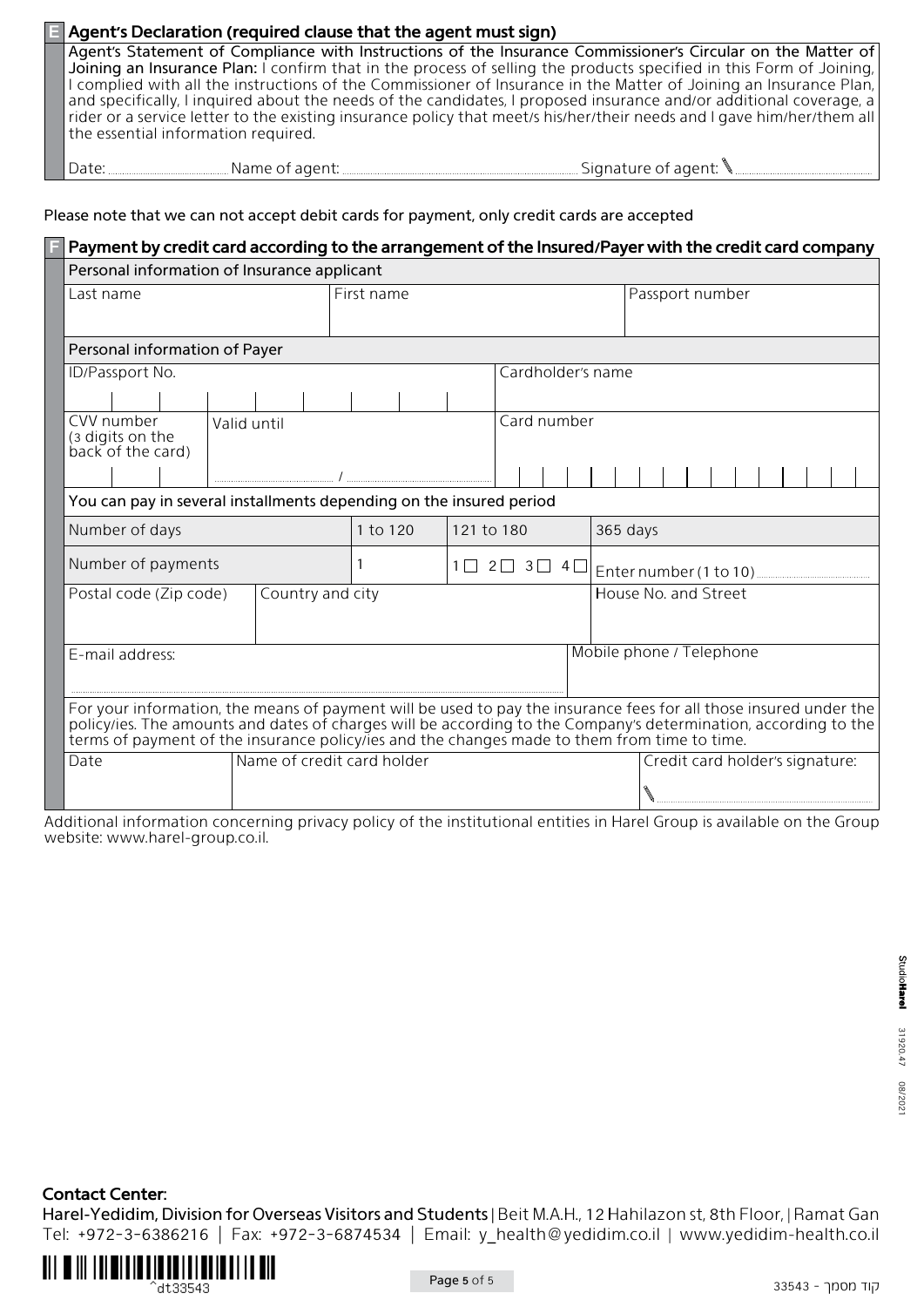## E Agent's Declaration (required clause that the agent must sign)

**Agent's Statement of Compliance with Instructions of the Insurance Commissioner's Circular on the Matter of Joining an Insurance Plan:** I confirm that in the process of selling the products specified in this Form of Joining, I complied with all the instructions of the Commissioner of Insurance in the Matter of Joining an Insurance Plan, and specifically, I inquired about the needs of the candidates, I proposed insurance and/or additional coverage, a rider or a service letter to the existing insurance policy that meet/s his/her/their needs and I gave him/her/them all the essential information required.

Date: .................. Name of agent: .................................... Signature of agent: ..................

Please note that we can not accept debit cards for payment, only credit cards are accepted

## F Payment by credit card according to the arrangement of the Insured/Payer with the credit card company

| | | | | |
|---|---|---|---|---|
| **Personal information of Insurance applicant** | | | | |
| Last name | First name | | Passport number | |
| **Personal information of Payer** | | | | |
| ID/Passport No. | | | Cardholder's name | |
| CVV number (3 digits on the back of the card) | Valid until ............ / ............ | | Card number | |
| **You can pay in several installments depending on the insured period** | | | | |
| Number of days | 1 to 120 | 121 to 180 | 365 days | |
| Number of payments | 1 | 1☐ 2☐ 3☐ 4☐ | Enter number (1 to 10) ............ | |
| Postal code (Zip code) | Country and city | | House No. and Street | |
| E-mail address: | | | Mobile phone / Telephone | |
| For your information, the means of payment will be used to pay the insurance fees for all those insured under the policy/ies. The amounts and dates of charges will be according to the Company's determination, according to the terms of payment of the insurance policy/ies and the changes made to them from time to time. | | | | |
| Date | Name of credit card holder | | Credit card holder's signature: | |

Additional information concerning privacy policy of the institutional entities in Harel Group is available on the Group website: www.harel-group.co.il.

StudioHarel 31920.47 08/2021

**Contact Center:**

Harel-Yedidim, Division for Overseas Visitors and Students | Beit M.A.H., 12 Hahilazon st, 8th Floor, | Ramat Gan

Tel: +972-3-6386216 | Fax: +972-3-6874534 | Email: y_health@yedidim.co.il | www.yedidim-health.co.il

^dt33543

קוד מסמך - 33543